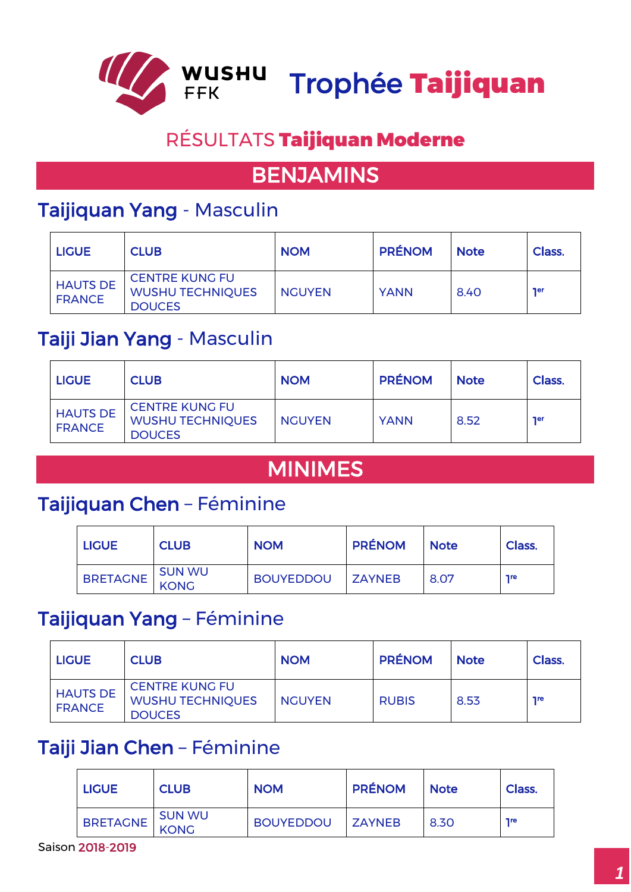WUSHU FFK

# Trophée Taijiquan

## RÉSULTATS **Taijiquan Moderne**

## BENJAMINS

### Taijiquan Yang - Masculin

| LIGUE | CLUB | NOM | PRÉNOM | Note | Class. |
|---|---|---|---|---|---|
| HAUTS DE FRANCE | CENTRE KUNG FU WUSHU TECHNIQUES DOUCES | NGUYEN | YANN | 8.40 | 1er |

### Taiji Jian Yang - Masculin

| LIGUE | CLUB | NOM | PRÉNOM | Note | Class. |
|---|---|---|---|---|---|
| HAUTS DE FRANCE | CENTRE KUNG FU WUSHU TECHNIQUES DOUCES | NGUYEN | YANN | 8.52 | 1er |

## MINIMES

### Taijiquan Chen – Féminine

| LIGUE | CLUB | NOM | PRÉNOM | Note | Class. |
|---|---|---|---|---|---|
| BRETAGNE | SUN WU KONG | BOUYEDDOU | ZAYNEB | 8.07 | 1re |

### Taijiquan Yang – Féminine

| LIGUE | CLUB | NOM | PRÉNOM | Note | Class. |
|---|---|---|---|---|---|
| HAUTS DE FRANCE | CENTRE KUNG FU WUSHU TECHNIQUES DOUCES | NGUYEN | RUBIS | 8.53 | 1re |

### Taiji Jian Chen – Féminine

| LIGUE | CLUB | NOM | PRÉNOM | Note | Class. |
|---|---|---|---|---|---|
| BRETAGNE | SUN WU KONG | BOUYEDDOU | ZAYNEB | 8.30 | 1re |

Saison 2018-2019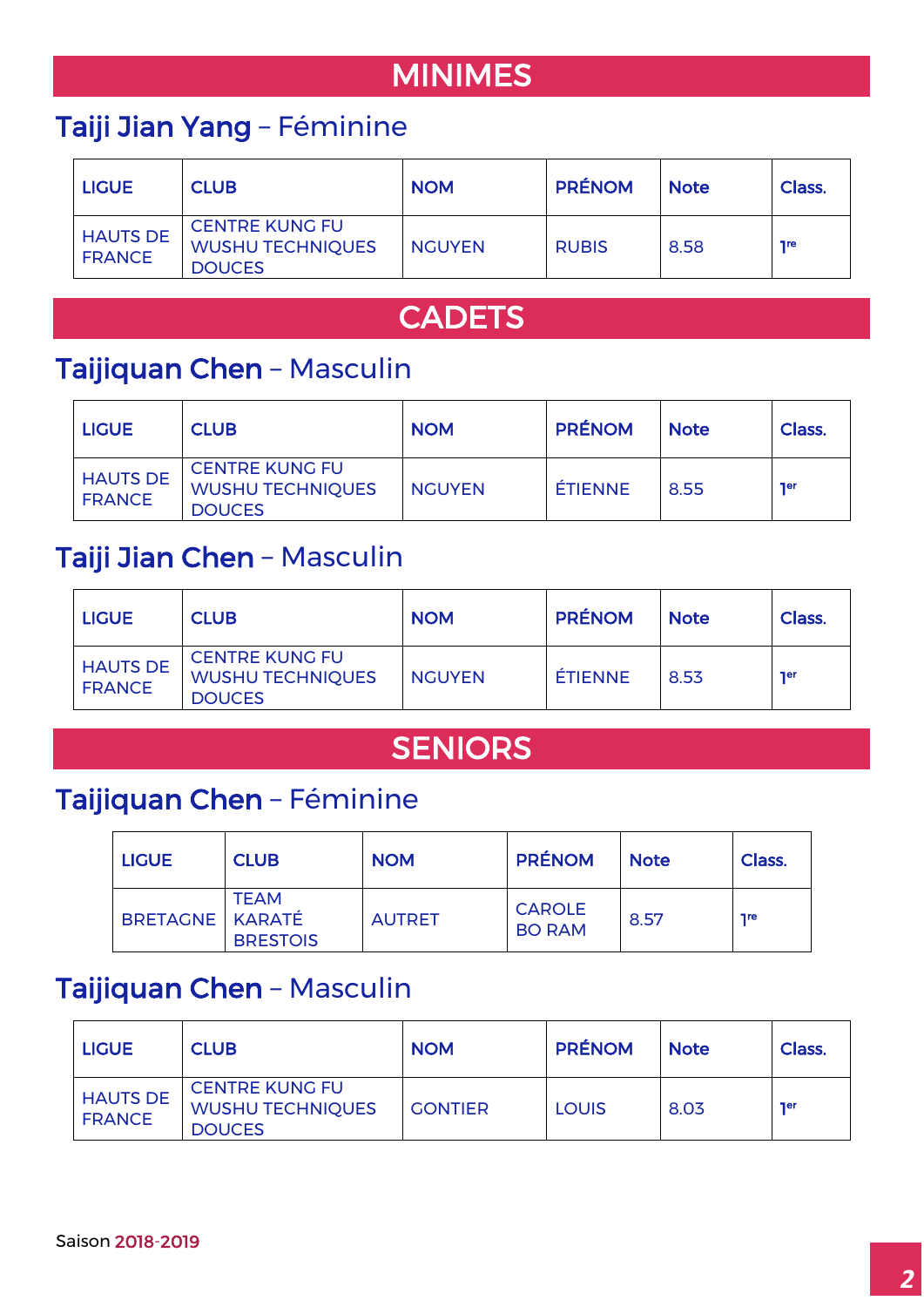# MINIMES

## Taiji Jian Yang – Féminine

| LIGUE | CLUB | NOM | PRÉNOM | Note | Class. |
|---|---|---|---|---|---|
| HAUTS DE FRANCE | CENTRE KUNG FU WUSHU TECHNIQUES DOUCES | NGUYEN | RUBIS | 8.58 | 1re |

# CADETS

## Taijiquan Chen – Masculin

| LIGUE | CLUB | NOM | PRÉNOM | Note | Class. |
|---|---|---|---|---|---|
| HAUTS DE FRANCE | CENTRE KUNG FU WUSHU TECHNIQUES DOUCES | NGUYEN | ÉTIENNE | 8.55 | 1er |

## Taiji Jian Chen – Masculin

| LIGUE | CLUB | NOM | PRÉNOM | Note | Class. |
|---|---|---|---|---|---|
| HAUTS DE FRANCE | CENTRE KUNG FU WUSHU TECHNIQUES DOUCES | NGUYEN | ÉTIENNE | 8.53 | 1er |

# SENIORS

## Taijiquan Chen – Féminine

| LIGUE | CLUB | NOM | PRÉNOM | Note | Class. |
|---|---|---|---|---|---|
| BRETAGNE | TEAM KARATÉ BRESTOIS | AUTRET | CAROLE BO RAM | 8.57 | 1re |

## Taijiquan Chen – Masculin

| LIGUE | CLUB | NOM | PRÉNOM | Note | Class. |
|---|---|---|---|---|---|
| HAUTS DE FRANCE | CENTRE KUNG FU WUSHU TECHNIQUES DOUCES | GONTIER | LOUIS | 8.03 | 1er |

Saison 2018-2019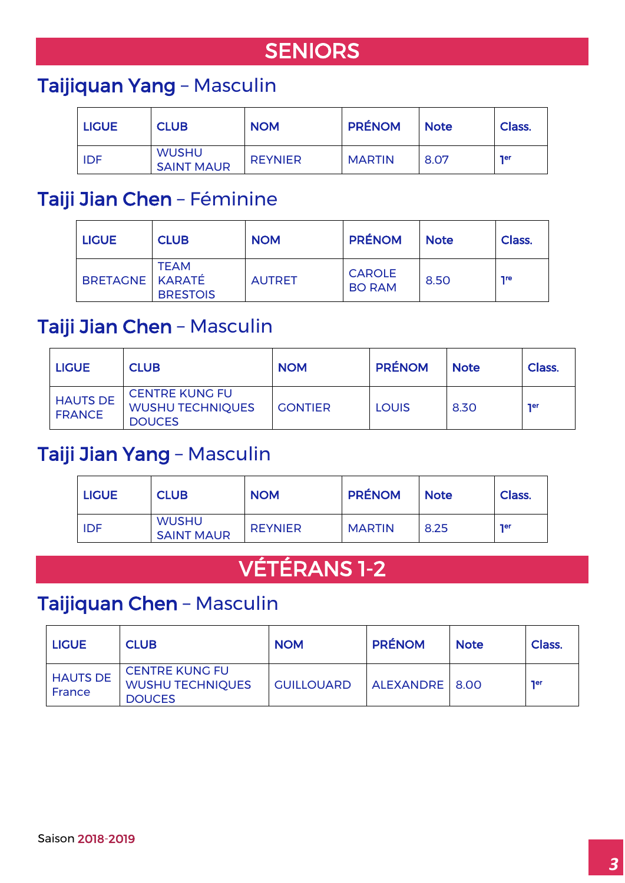# SENIORS

## **Taijiquan Yang** – Masculin

| LIGUE | CLUB | NOM | PRÉNOM | Note | Class. |
|---|---|---|---|---|---|
| IDF | WUSHU SAINT MAUR | REYNIER | MARTIN | 8.07 | 1er |

## **Taiji Jian Chen** – Féminine

| LIGUE | CLUB | NOM | PRÉNOM | Note | Class. |
|---|---|---|---|---|---|
| BRETAGNE | TEAM KARATÉ BRESTOIS | AUTRET | CAROLE BO RAM | 8.50 | 1re |

## **Taiji Jian Chen** – Masculin

| LIGUE | CLUB | NOM | PRÉNOM | Note | Class. |
|---|---|---|---|---|---|
| HAUTS DE FRANCE | CENTRE KUNG FU WUSHU TECHNIQUES DOUCES | GONTIER | LOUIS | 8.30 | 1er |

## **Taiji Jian Yang** – Masculin

| LIGUE | CLUB | NOM | PRÉNOM | Note | Class. |
|---|---|---|---|---|---|
| IDF | WUSHU SAINT MAUR | REYNIER | MARTIN | 8.25 | 1er |

# VÉTÉRANS 1-2

## **Taijiquan Chen** – Masculin

| LIGUE | CLUB | NOM | PRÉNOM | Note | Class. |
|---|---|---|---|---|---|
| HAUTS DE France | CENTRE KUNG FU WUSHU TECHNIQUES DOUCES | GUILLOUARD | ALEXANDRE | 8.00 | 1er |

Saison 2018-2019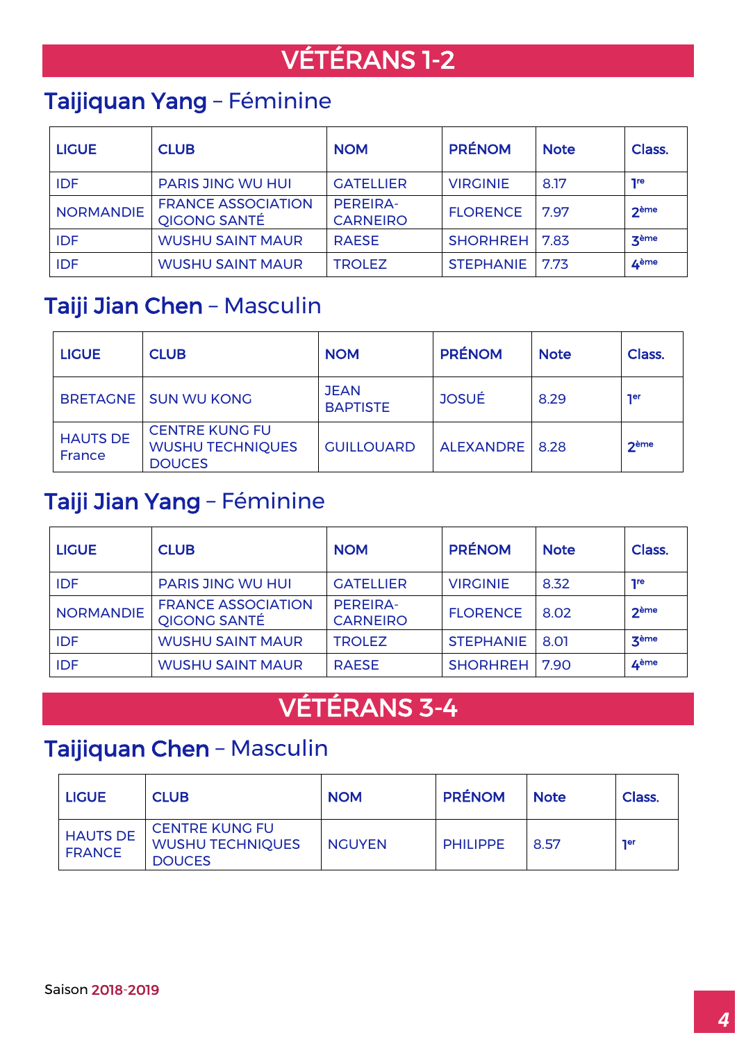# VÉTÉRANS 1-2

## **Taijiquan Yang** – Féminine

| LIGUE | CLUB | NOM | PRÉNOM | Note | Class. |
|---|---|---|---|---|---|
| IDF | PARIS JING WU HUI | GATELLIER | VIRGINIE | 8.17 | 1re |
| NORMANDIE | FRANCE ASSOCIATION QIGONG SANTÉ | PEREIRA-CARNEIRO | FLORENCE | 7.97 | 2ème |
| IDF | WUSHU SAINT MAUR | RAESE | SHORHREH | 7.83 | 3ème |
| IDF | WUSHU SAINT MAUR | TROLEZ | STEPHANIE | 7.73 | 4ème |

## **Taiji Jian Chen** – Masculin

| LIGUE | CLUB | NOM | PRÉNOM | Note | Class. |
|---|---|---|---|---|---|
| BRETAGNE | SUN WU KONG | JEAN BAPTISTE | JOSUÉ | 8.29 | 1er |
| HAUTS DE France | CENTRE KUNG FU WUSHU TECHNIQUES DOUCES | GUILLOUARD | ALEXANDRE | 8.28 | 2ème |

## **Taiji Jian Yang** – Féminine

| LIGUE | CLUB | NOM | PRÉNOM | Note | Class. |
|---|---|---|---|---|---|
| IDF | PARIS JING WU HUI | GATELLIER | VIRGINIE | 8.32 | 1re |
| NORMANDIE | FRANCE ASSOCIATION QIGONG SANTÉ | PEREIRA-CARNEIRO | FLORENCE | 8.02 | 2ème |
| IDF | WUSHU SAINT MAUR | TROLEZ | STEPHANIE | 8.01 | 3ème |
| IDF | WUSHU SAINT MAUR | RAESE | SHORHREH | 7.90 | 4ème |

# VÉTÉRANS 3-4

## **Taijiquan Chen** – Masculin

| LIGUE | CLUB | NOM | PRÉNOM | Note | Class. |
|---|---|---|---|---|---|
| HAUTS DE FRANCE | CENTRE KUNG FU WUSHU TECHNIQUES DOUCES | NGUYEN | PHILIPPE | 8.57 | 1er |

Saison 2018-2019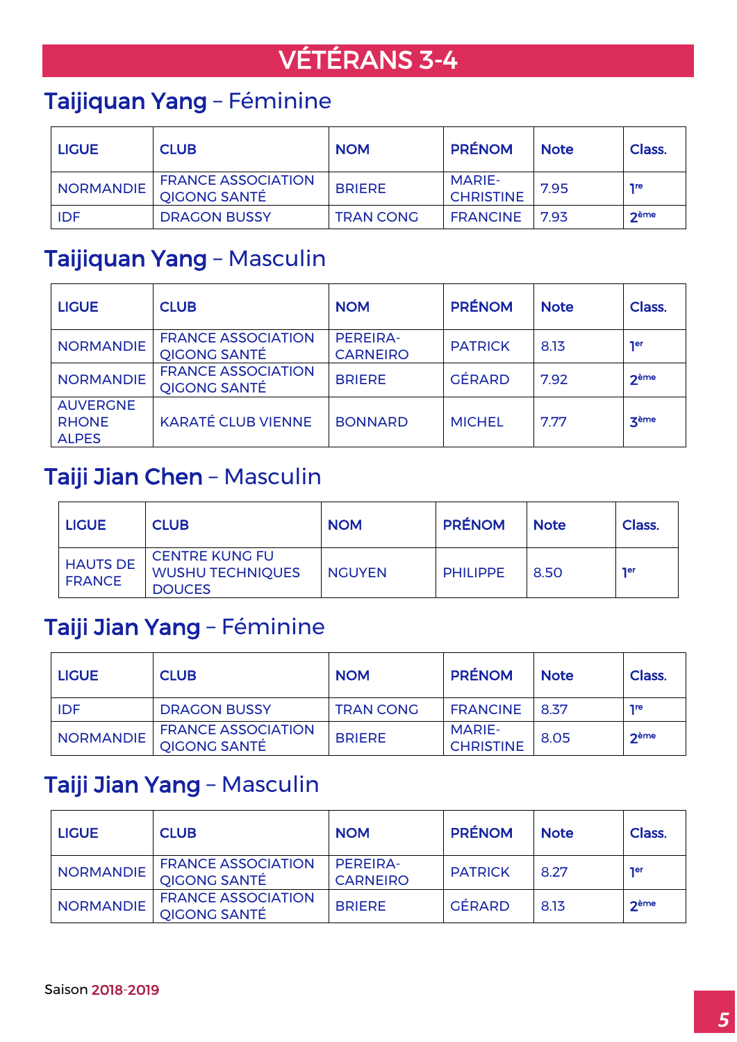# VÉTÉRANS 3-4

## **Taijiquan Yang** – Féminine

| LIGUE | CLUB | NOM | PRÉNOM | Note | Class. |
|---|---|---|---|---|---|
| NORMANDIE | FRANCE ASSOCIATION QIGONG SANTÉ | BRIERE | MARIE-CHRISTINE | 7.95 | 1re |
| IDF | DRAGON BUSSY | TRAN CONG | FRANCINE | 7.93 | 2ème |

## **Taijiquan Yang** – Masculin

| LIGUE | CLUB | NOM | PRÉNOM | Note | Class. |
|---|---|---|---|---|---|
| NORMANDIE | FRANCE ASSOCIATION QIGONG SANTÉ | PEREIRA-CARNEIRO | PATRICK | 8.13 | 1er |
| NORMANDIE | FRANCE ASSOCIATION QIGONG SANTÉ | BRIERE | GÉRARD | 7.92 | 2ème |
| AUVERGNE RHONE ALPES | KARATÉ CLUB VIENNE | BONNARD | MICHEL | 7.77 | 3ème |

## **Taiji Jian Chen** – Masculin

| LIGUE | CLUB | NOM | PRÉNOM | Note | Class. |
|---|---|---|---|---|---|
| HAUTS DE FRANCE | CENTRE KUNG FU WUSHU TECHNIQUES DOUCES | NGUYEN | PHILIPPE | 8.50 | 1er |

## **Taiji Jian Yang** – Féminine

| LIGUE | CLUB | NOM | PRÉNOM | Note | Class. |
|---|---|---|---|---|---|
| IDF | DRAGON BUSSY | TRAN CONG | FRANCINE | 8.37 | 1re |
| NORMANDIE | FRANCE ASSOCIATION QIGONG SANTÉ | BRIERE | MARIE-CHRISTINE | 8.05 | 2ème |

## **Taiji Jian Yang** – Masculin

| LIGUE | CLUB | NOM | PRÉNOM | Note | Class. |
|---|---|---|---|---|---|
| NORMANDIE | FRANCE ASSOCIATION QIGONG SANTÉ | PEREIRA-CARNEIRO | PATRICK | 8.27 | 1er |
| NORMANDIE | FRANCE ASSOCIATION QIGONG SANTÉ | BRIERE | GÉRARD | 8.13 | 2ème |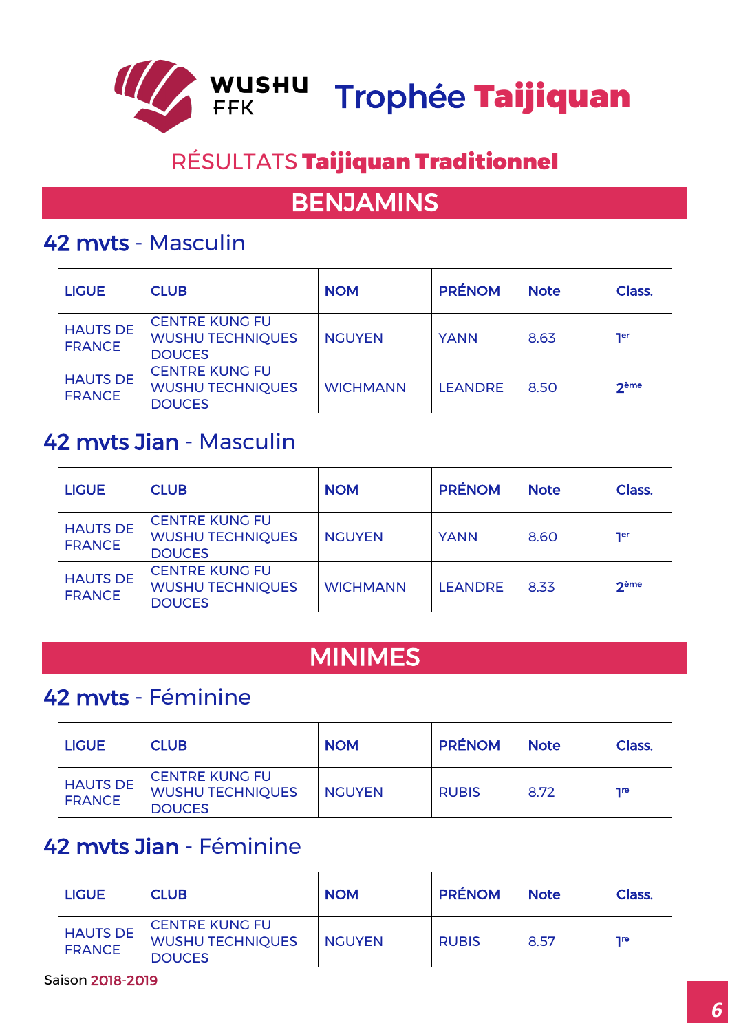# WUSHU FFK Trophée Taijiquan

## RÉSULTATS Taijiquan Traditionnel

## BENJAMINS

### 42 mvts - Masculin

| LIGUE | CLUB | NOM | PRÉNOM | Note | Class. |
|---|---|---|---|---|---|
| HAUTS DE FRANCE | CENTRE KUNG FU WUSHU TECHNIQUES DOUCES | NGUYEN | YANN | 8.63 | 1er |
| HAUTS DE FRANCE | CENTRE KUNG FU WUSHU TECHNIQUES DOUCES | WICHMANN | LEANDRE | 8.50 | 2ème |

### 42 mvts Jian - Masculin

| LIGUE | CLUB | NOM | PRÉNOM | Note | Class. |
|---|---|---|---|---|---|
| HAUTS DE FRANCE | CENTRE KUNG FU WUSHU TECHNIQUES DOUCES | NGUYEN | YANN | 8.60 | 1er |
| HAUTS DE FRANCE | CENTRE KUNG FU WUSHU TECHNIQUES DOUCES | WICHMANN | LEANDRE | 8.33 | 2ème |

## MINIMES

### 42 mvts - Féminine

| LIGUE | CLUB | NOM | PRÉNOM | Note | Class. |
|---|---|---|---|---|---|
| HAUTS DE FRANCE | CENTRE KUNG FU WUSHU TECHNIQUES DOUCES | NGUYEN | RUBIS | 8.72 | 1re |

### 42 mvts Jian - Féminine

| LIGUE | CLUB | NOM | PRÉNOM | Note | Class. |
|---|---|---|---|---|---|
| HAUTS DE FRANCE | CENTRE KUNG FU WUSHU TECHNIQUES DOUCES | NGUYEN | RUBIS | 8.57 | 1re |

Saison 2018-2019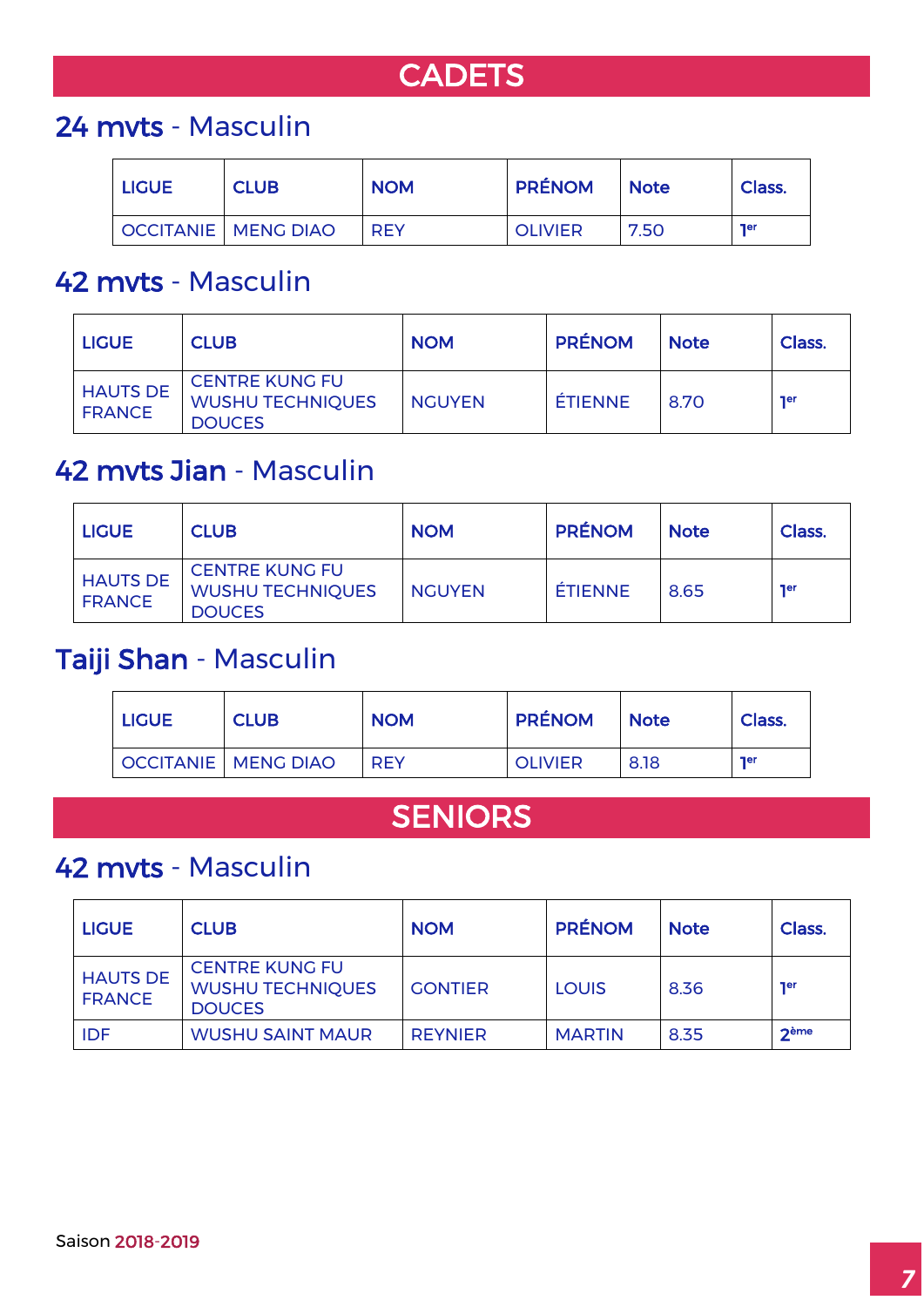# CADETS

## 24 mvts - Masculin

| LIGUE | CLUB | NOM | PRÉNOM | Note | Class. |
|---|---|---|---|---|---|
| OCCITANIE | MENG DIAO | REY | OLIVIER | 7.50 | 1er |

## 42 mvts - Masculin

| LIGUE | CLUB | NOM | PRÉNOM | Note | Class. |
|---|---|---|---|---|---|
| HAUTS DE FRANCE | CENTRE KUNG FU WUSHU TECHNIQUES DOUCES | NGUYEN | ÉTIENNE | 8.70 | 1er |

## 42 mvts Jian - Masculin

| LIGUE | CLUB | NOM | PRÉNOM | Note | Class. |
|---|---|---|---|---|---|
| HAUTS DE FRANCE | CENTRE KUNG FU WUSHU TECHNIQUES DOUCES | NGUYEN | ÉTIENNE | 8.65 | 1er |

## Taiji Shan - Masculin

| LIGUE | CLUB | NOM | PRÉNOM | Note | Class. |
|---|---|---|---|---|---|
| OCCITANIE | MENG DIAO | REY | OLIVIER | 8.18 | 1er |

# SENIORS

## 42 mvts - Masculin

| LIGUE | CLUB | NOM | PRÉNOM | Note | Class. |
|---|---|---|---|---|---|
| HAUTS DE FRANCE | CENTRE KUNG FU WUSHU TECHNIQUES DOUCES | GONTIER | LOUIS | 8.36 | 1er |
| IDF | WUSHU SAINT MAUR | REYNIER | MARTIN | 8.35 | 2ème |

Saison 2018-2019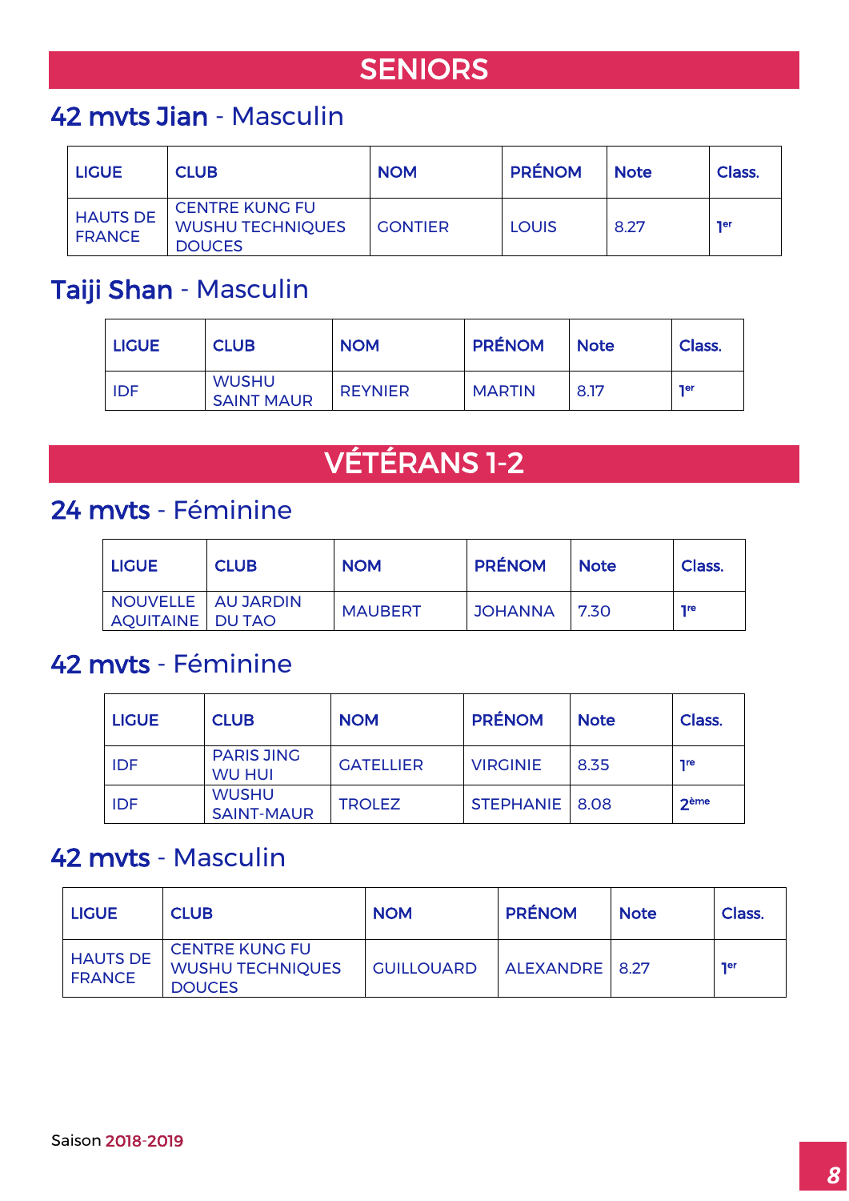# SENIORS

## 42 mvts Jian - Masculin

| LIGUE | CLUB | NOM | PRÉNOM | Note | Class. |
|---|---|---|---|---|---|
| HAUTS DE FRANCE | CENTRE KUNG FU WUSHU TECHNIQUES DOUCES | GONTIER | LOUIS | 8.27 | 1er |

## Taiji Shan - Masculin

| LIGUE | CLUB | NOM | PRÉNOM | Note | Class. |
|---|---|---|---|---|---|
| IDF | WUSHU SAINT MAUR | REYNIER | MARTIN | 8.17 | 1er |

# VÉTÉRANS 1-2

## 24 mvts - Féminine

| LIGUE | CLUB | NOM | PRÉNOM | Note | Class. |
|---|---|---|---|---|---|
| NOUVELLE AQUITAINE | AU JARDIN DU TAO | MAUBERT | JOHANNA | 7.30 | 1re |

## 42 mvts - Féminine

| LIGUE | CLUB | NOM | PRÉNOM | Note | Class. |
|---|---|---|---|---|---|
| IDF | PARIS JING WU HUI | GATELLIER | VIRGINIE | 8.35 | 1re |
| IDF | WUSHU SAINT-MAUR | TROLEZ | STEPHANIE | 8.08 | 2ème |

## 42 mvts - Masculin

| LIGUE | CLUB | NOM | PRÉNOM | Note | Class. |
|---|---|---|---|---|---|
| HAUTS DE FRANCE | CENTRE KUNG FU WUSHU TECHNIQUES DOUCES | GUILLOUARD | ALEXANDRE | 8.27 | 1er |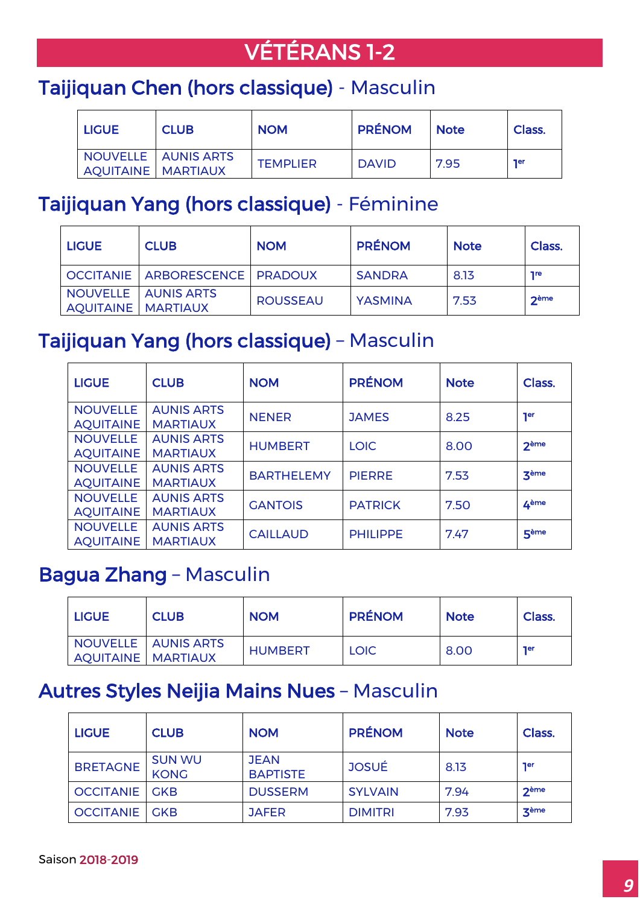# VÉTÉRANS 1-2

## Taijiquan Chen (hors classique) - Masculin

| LIGUE | CLUB | NOM | PRÉNOM | Note | Class. |
|---|---|---|---|---|---|
| NOUVELLE AQUITAINE | AUNIS ARTS MARTIAUX | TEMPLIER | DAVID | 7.95 | 1er |

## Taijiquan Yang (hors classique) - Féminine

| LIGUE | CLUB | NOM | PRÉNOM | Note | Class. |
|---|---|---|---|---|---|
| OCCITANIE | ARBORESCENCE | PRADOUX | SANDRA | 8.13 | 1re |
| NOUVELLE AQUITAINE | AUNIS ARTS MARTIAUX | ROUSSEAU | YASMINA | 7.53 | 2ème |

## Taijiquan Yang (hors classique) – Masculin

| LIGUE | CLUB | NOM | PRÉNOM | Note | Class. |
|---|---|---|---|---|---|
| NOUVELLE AQUITAINE | AUNIS ARTS MARTIAUX | NENER | JAMES | 8.25 | 1er |
| NOUVELLE AQUITAINE | AUNIS ARTS MARTIAUX | HUMBERT | LOIC | 8.00 | 2ème |
| NOUVELLE AQUITAINE | AUNIS ARTS MARTIAUX | BARTHELEMY | PIERRE | 7.53 | 3ème |
| NOUVELLE AQUITAINE | AUNIS ARTS MARTIAUX | GANTOIS | PATRICK | 7.50 | 4ème |
| NOUVELLE AQUITAINE | AUNIS ARTS MARTIAUX | CAILLAUD | PHILIPPE | 7.47 | 5ème |

## Bagua Zhang – Masculin

| LIGUE | CLUB | NOM | PRÉNOM | Note | Class. |
|---|---|---|---|---|---|
| NOUVELLE AQUITAINE | AUNIS ARTS MARTIAUX | HUMBERT | LOIC | 8.00 | 1er |

## Autres Styles Neijia Mains Nues – Masculin

| LIGUE | CLUB | NOM | PRÉNOM | Note | Class. |
|---|---|---|---|---|---|
| BRETAGNE | SUN WU KONG | JEAN BAPTISTE | JOSUÉ | 8.13 | 1er |
| OCCITANIE | GKB | DUSSERM | SYLVAIN | 7.94 | 2ème |
| OCCITANIE | GKB | JAFER | DIMITRI | 7.93 | 3ème |

Saison 2018-2019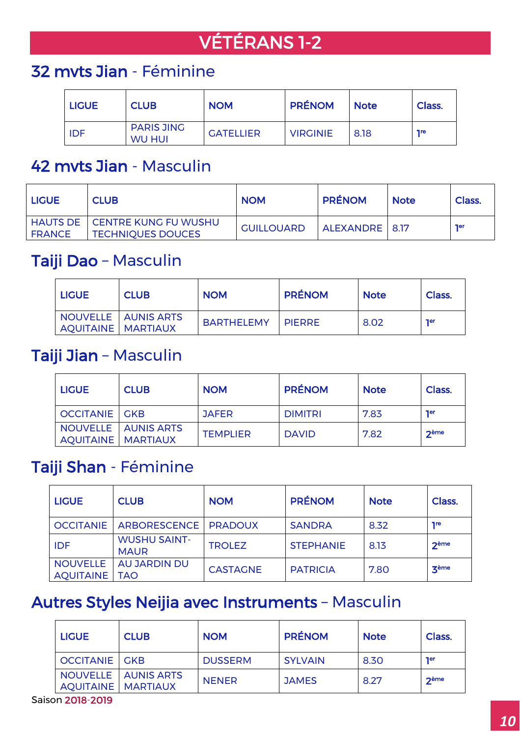# VÉTÉRANS 1-2

## **32 mvts Jian** - Féminine

| LIGUE | CLUB | NOM | PRÉNOM | Note | Class. |
|---|---|---|---|---|---|
| IDF | PARIS JING WU HUI | GATELLIER | VIRGINIE | 8.18 | 1re |

## **42 mvts Jian** - Masculin

| LIGUE | CLUB | NOM | PRÉNOM | Note | Class. |
|---|---|---|---|---|---|
| HAUTS DE FRANCE | CENTRE KUNG FU WUSHU TECHNIQUES DOUCES | GUILLOUARD | ALEXANDRE | 8.17 | 1er |

## **Taiji Dao** – Masculin

| LIGUE | CLUB | NOM | PRÉNOM | Note | Class. |
|---|---|---|---|---|---|
| NOUVELLE AQUITAINE | AUNIS ARTS MARTIAUX | BARTHELEMY | PIERRE | 8.02 | 1er |

## **Taiji Jian** – Masculin

| LIGUE | CLUB | NOM | PRÉNOM | Note | Class. |
|---|---|---|---|---|---|
| OCCITANIE | GKB | JAFER | DIMITRI | 7.83 | 1er |
| NOUVELLE AQUITAINE | AUNIS ARTS MARTIAUX | TEMPLIER | DAVID | 7.82 | 2ème |

## **Taiji Shan** - Féminine

| LIGUE | CLUB | NOM | PRÉNOM | Note | Class. |
|---|---|---|---|---|---|
| OCCITANIE | ARBORESCENCE | PRADOUX | SANDRA | 8.32 | 1re |
| IDF | WUSHU SAINT-MAUR | TROLEZ | STEPHANIE | 8.13 | 2ème |
| NOUVELLE AQUITAINE | AU JARDIN DU TAO | CASTAGNE | PATRICIA | 7.80 | 3ème |

## **Autres Styles Neijia avec Instruments** – Masculin

| LIGUE | CLUB | NOM | PRÉNOM | Note | Class. |
|---|---|---|---|---|---|
| OCCITANIE | GKB | DUSSERM | SYLVAIN | 8.30 | 1er |
| NOUVELLE AQUITAINE | AUNIS ARTS MARTIAUX | NENER | JAMES | 8.27 | 2ème |

Saison 2018-2019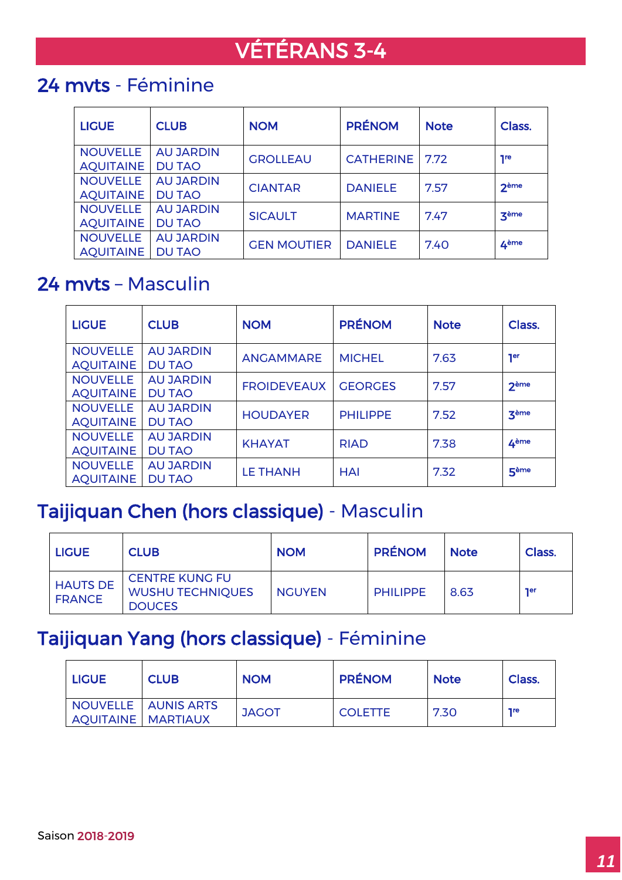# VÉTÉRANS 3-4

## **24 mvts** - Féminine

| LIGUE | CLUB | NOM | PRÉNOM | Note | Class. |
|---|---|---|---|---|---|
| NOUVELLE AQUITAINE | AU JARDIN DU TAO | GROLLEAU | CATHERINE | 7.72 | 1re |
| NOUVELLE AQUITAINE | AU JARDIN DU TAO | CIANTAR | DANIELE | 7.57 | 2ème |
| NOUVELLE AQUITAINE | AU JARDIN DU TAO | SICAULT | MARTINE | 7.47 | 3ème |
| NOUVELLE AQUITAINE | AU JARDIN DU TAO | GEN MOUTIER | DANIELE | 7.40 | 4ème |

## **24 mvts** – Masculin

| LIGUE | CLUB | NOM | PRÉNOM | Note | Class. |
|---|---|---|---|---|---|
| NOUVELLE AQUITAINE | AU JARDIN DU TAO | ANGAMMARE | MICHEL | 7.63 | 1er |
| NOUVELLE AQUITAINE | AU JARDIN DU TAO | FROIDEVEAUX | GEORGES | 7.57 | 2ème |
| NOUVELLE AQUITAINE | AU JARDIN DU TAO | HOUDAYER | PHILIPPE | 7.52 | 3ème |
| NOUVELLE AQUITAINE | AU JARDIN DU TAO | KHAYAT | RIAD | 7.38 | 4ème |
| NOUVELLE AQUITAINE | AU JARDIN DU TAO | LE THANH | HAI | 7.32 | 5ème |

## **Taijiquan Chen (hors classique)** - Masculin

| LIGUE | CLUB | NOM | PRÉNOM | Note | Class. |
|---|---|---|---|---|---|
| HAUTS DE FRANCE | CENTRE KUNG FU WUSHU TECHNIQUES DOUCES | NGUYEN | PHILIPPE | 8.63 | 1er |

## **Taijiquan Yang (hors classique)** - Féminine

| LIGUE | CLUB | NOM | PRÉNOM | Note | Class. |
|---|---|---|---|---|---|
| NOUVELLE AQUITAINE | AUNIS ARTS MARTIAUX | JAGOT | COLETTE | 7.30 | 1re |

Saison 2018-2019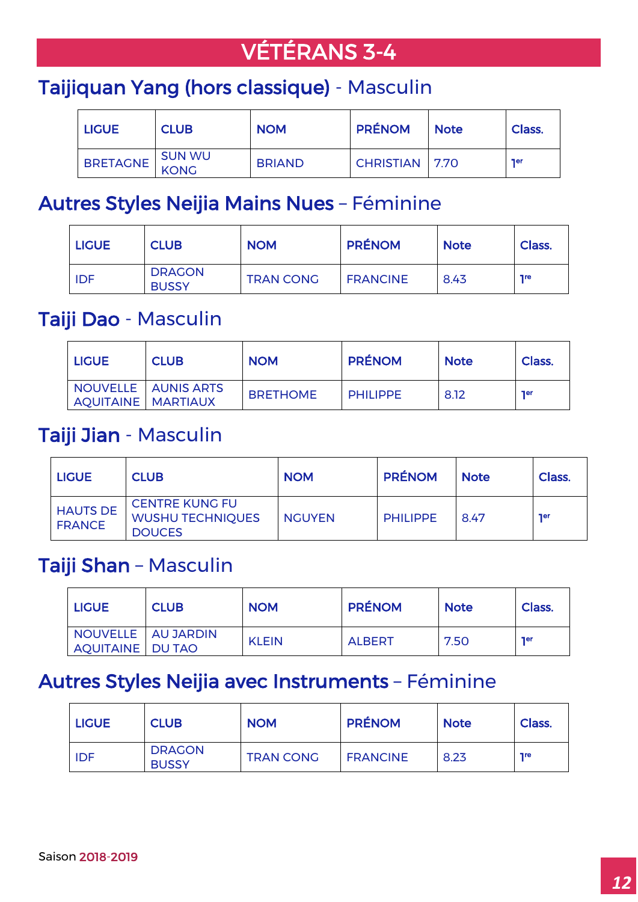# VÉTÉRANS 3-4

## Taijiquan Yang (hors classique) - Masculin

| LIGUE | CLUB | NOM | PRÉNOM | Note | Class. |
|---|---|---|---|---|---|
| BRETAGNE | SUN WU KONG | BRIAND | CHRISTIAN | 7.70 | 1er |

## Autres Styles Neijia Mains Nues – Féminine

| LIGUE | CLUB | NOM | PRÉNOM | Note | Class. |
|---|---|---|---|---|---|
| IDF | DRAGON BUSSY | TRAN CONG | FRANCINE | 8.43 | 1re |

## Taiji Dao - Masculin

| LIGUE | CLUB | NOM | PRÉNOM | Note | Class. |
|---|---|---|---|---|---|
| NOUVELLE AQUITAINE | AUNIS ARTS MARTIAUX | BRETHOME | PHILIPPE | 8.12 | 1er |

## Taiji Jian - Masculin

| LIGUE | CLUB | NOM | PRÉNOM | Note | Class. |
|---|---|---|---|---|---|
| HAUTS DE FRANCE | CENTRE KUNG FU WUSHU TECHNIQUES DOUCES | NGUYEN | PHILIPPE | 8.47 | 1er |

## Taiji Shan – Masculin

| LIGUE | CLUB | NOM | PRÉNOM | Note | Class. |
|---|---|---|---|---|---|
| NOUVELLE AQUITAINE | AU JARDIN DU TAO | KLEIN | ALBERT | 7.50 | 1er |

## Autres Styles Neijia avec Instruments – Féminine

| LIGUE | CLUB | NOM | PRÉNOM | Note | Class. |
|---|---|---|---|---|---|
| IDF | DRAGON BUSSY | TRAN CONG | FRANCINE | 8.23 | 1re |

Saison 2018-2019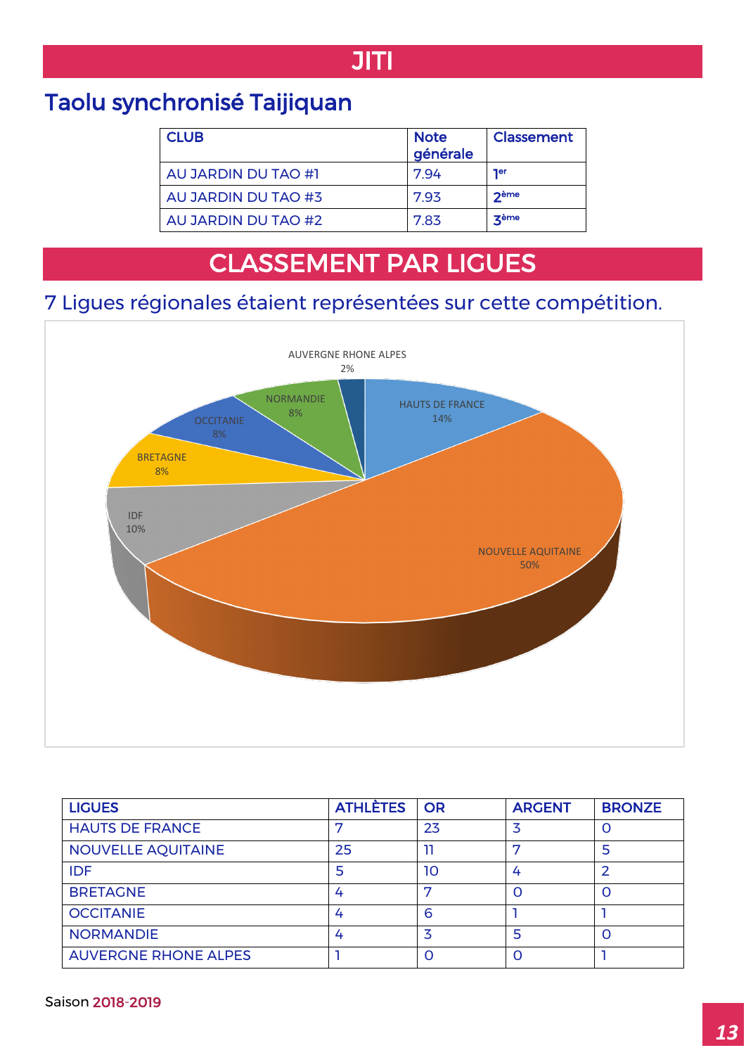# JITI

## Taolu synchronisé Taijiquan

| CLUB | Note générale | Classement |
|---|---|---|
| AU JARDIN DU TAO #1 | 7.94 | 1er |
| AU JARDIN DU TAO #3 | 7.93 | 2ème |
| AU JARDIN DU TAO #2 | 7.83 | 3ème |

# CLASSEMENT PAR LIGUES

7 Ligues régionales étaient représentées sur cette compétition.

AUVERGNE RHONE ALPES 2%
HAUTS DE FRANCE 14%
NOUVELLE AQUITAINE 50%
IDF 10%
BRETAGNE 8%
OCCITANIE 8%
NORMANDIE 8%

| LIGUES | ATHLÈTES | OR | ARGENT | BRONZE |
|---|---|---|---|---|
| HAUTS DE FRANCE | 7 | 23 | 3 | 0 |
| NOUVELLE AQUITAINE | 25 | 11 | 7 | 5 |
| IDF | 5 | 10 | 4 | 2 |
| BRETAGNE | 4 | 7 | 0 | 0 |
| OCCITANIE | 4 | 6 | 1 | 1 |
| NORMANDIE | 4 | 3 | 5 | 0 |
| AUVERGNE RHONE ALPES | 1 | 0 | 0 | 1 |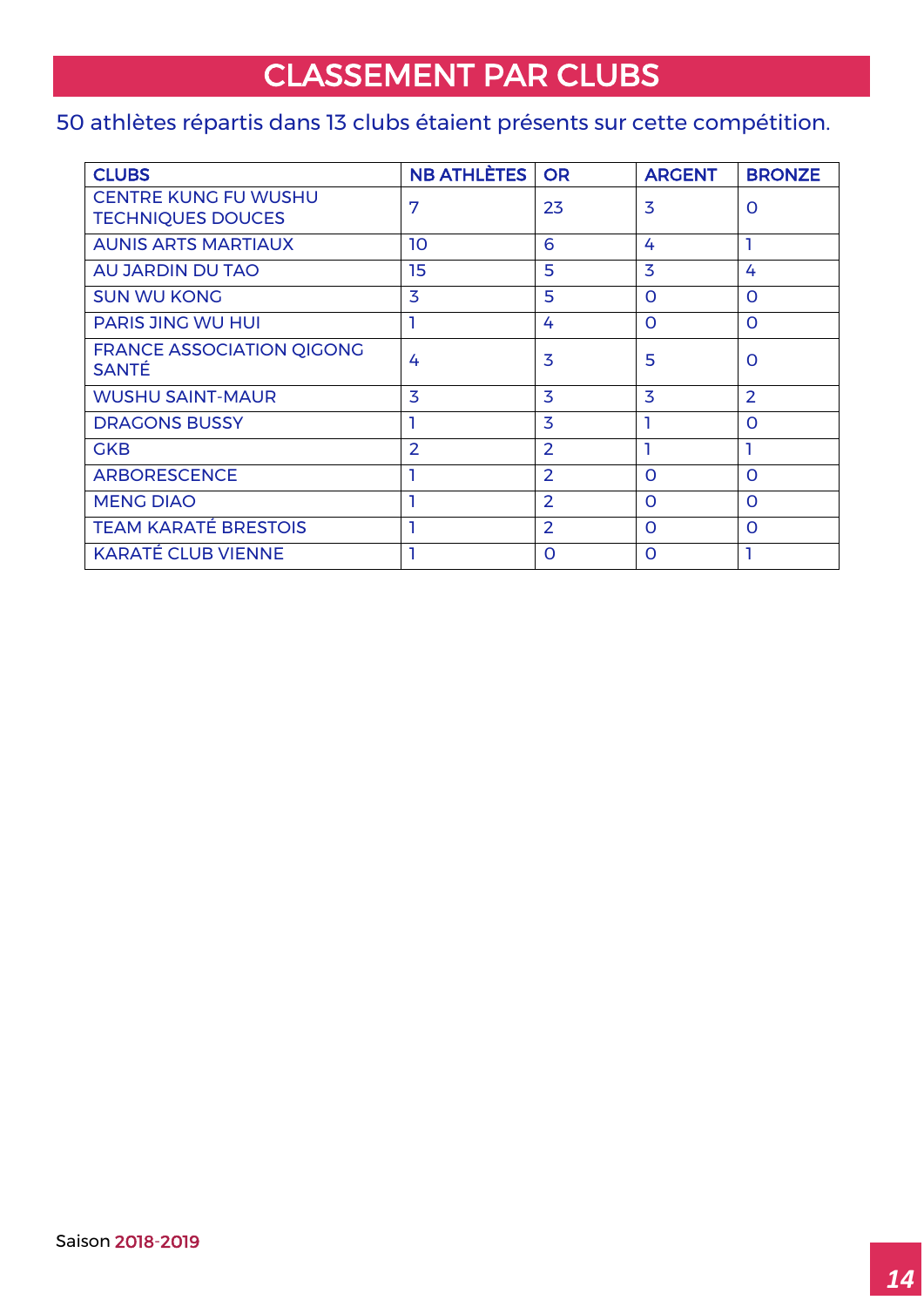# CLASSEMENT PAR CLUBS

50 athlètes répartis dans 13 clubs étaient présents sur cette compétition.

| CLUBS | NB ATHLÈTES | OR | ARGENT | BRONZE |
|---|---|---|---|---|
| CENTRE KUNG FU WUSHU TECHNIQUES DOUCES | 7 | 23 | 3 | 0 |
| AUNIS ARTS MARTIAUX | 10 | 6 | 4 | 1 |
| AU JARDIN DU TAO | 15 | 5 | 3 | 4 |
| SUN WU KONG | 3 | 5 | 0 | 0 |
| PARIS JING WU HUI | 1 | 4 | 0 | 0 |
| FRANCE ASSOCIATION QIGONG SANTÉ | 4 | 3 | 5 | 0 |
| WUSHU SAINT-MAUR | 3 | 3 | 3 | 2 |
| DRAGONS BUSSY | 1 | 3 | 1 | 0 |
| GKB | 2 | 2 | 1 | 1 |
| ARBORESCENCE | 1 | 2 | 0 | 0 |
| MENG DIAO | 1 | 2 | 0 | 0 |
| TEAM KARATÉ BRESTOIS | 1 | 2 | 0 | 0 |
| KARATÉ CLUB VIENNE | 1 | 0 | 0 | 1 |

Saison 2018-2019